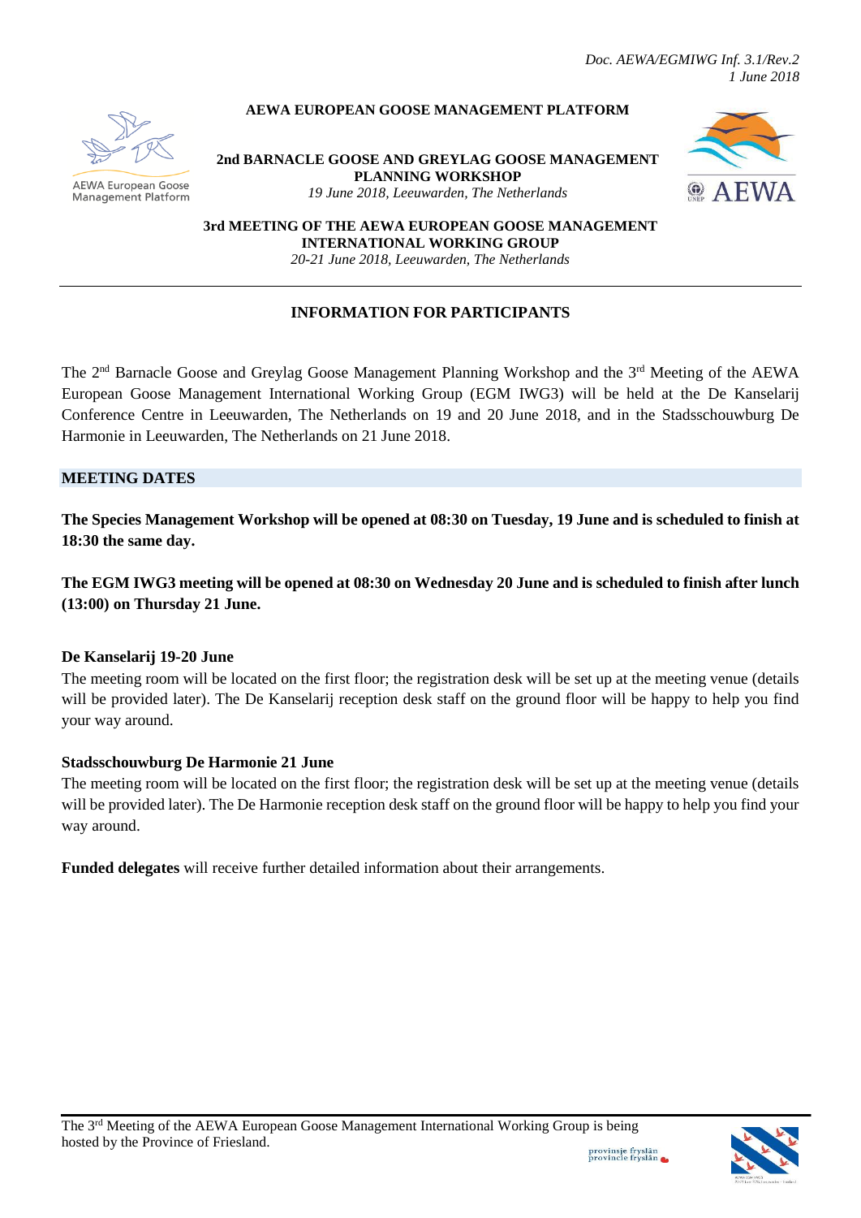*Doc. AEWA/EGMIWG Inf. 3.1/Rev.2*
*1 June 2018*

AEWA European Goose Management Platform

**AEWA EUROPEAN GOOSE MANAGEMENT PLATFORM**

**2nd BARNACLE GOOSE AND GREYLAG GOOSE MANAGEMENT PLANNING WORKSHOP**
*19 June 2018, Leeuwarden, The Netherlands*

**3rd MEETING OF THE AEWA EUROPEAN GOOSE MANAGEMENT INTERNATIONAL WORKING GROUP**
*20-21 June 2018, Leeuwarden, The Netherlands*

---

## INFORMATION FOR PARTICIPANTS

The 2nd Barnacle Goose and Greylag Goose Management Planning Workshop and the 3rd Meeting of the AEWA European Goose Management International Working Group (EGM IWG3) will be held at the De Kanselarij Conference Centre in Leeuwarden, The Netherlands on 19 and 20 June 2018, and in the Stadsschouwburg De Harmonie in Leeuwarden, The Netherlands on 21 June 2018.

## MEETING DATES

**The Species Management Workshop will be opened at 08:30 on Tuesday, 19 June and is scheduled to finish at 18:30 the same day.**

**The EGM IWG3 meeting will be opened at 08:30 on Wednesday 20 June and is scheduled to finish after lunch (13:00) on Thursday 21 June.**

**De Kanselarij 19-20 June**
The meeting room will be located on the first floor; the registration desk will be set up at the meeting venue (details will be provided later). The De Kanselarij reception desk staff on the ground floor will be happy to help you find your way around.

**Stadsschouwburg De Harmonie 21 June**
The meeting room will be located on the first floor; the registration desk will be set up at the meeting venue (details will be provided later). The De Harmonie reception desk staff on the ground floor will be happy to help you find your way around.

**Funded delegates** will receive further detailed information about their arrangements.

---

The 3rd Meeting of the AEWA European Goose Management International Working Group is being hosted by the Province of Friesland.

provinsje fryslân
provincie fryslân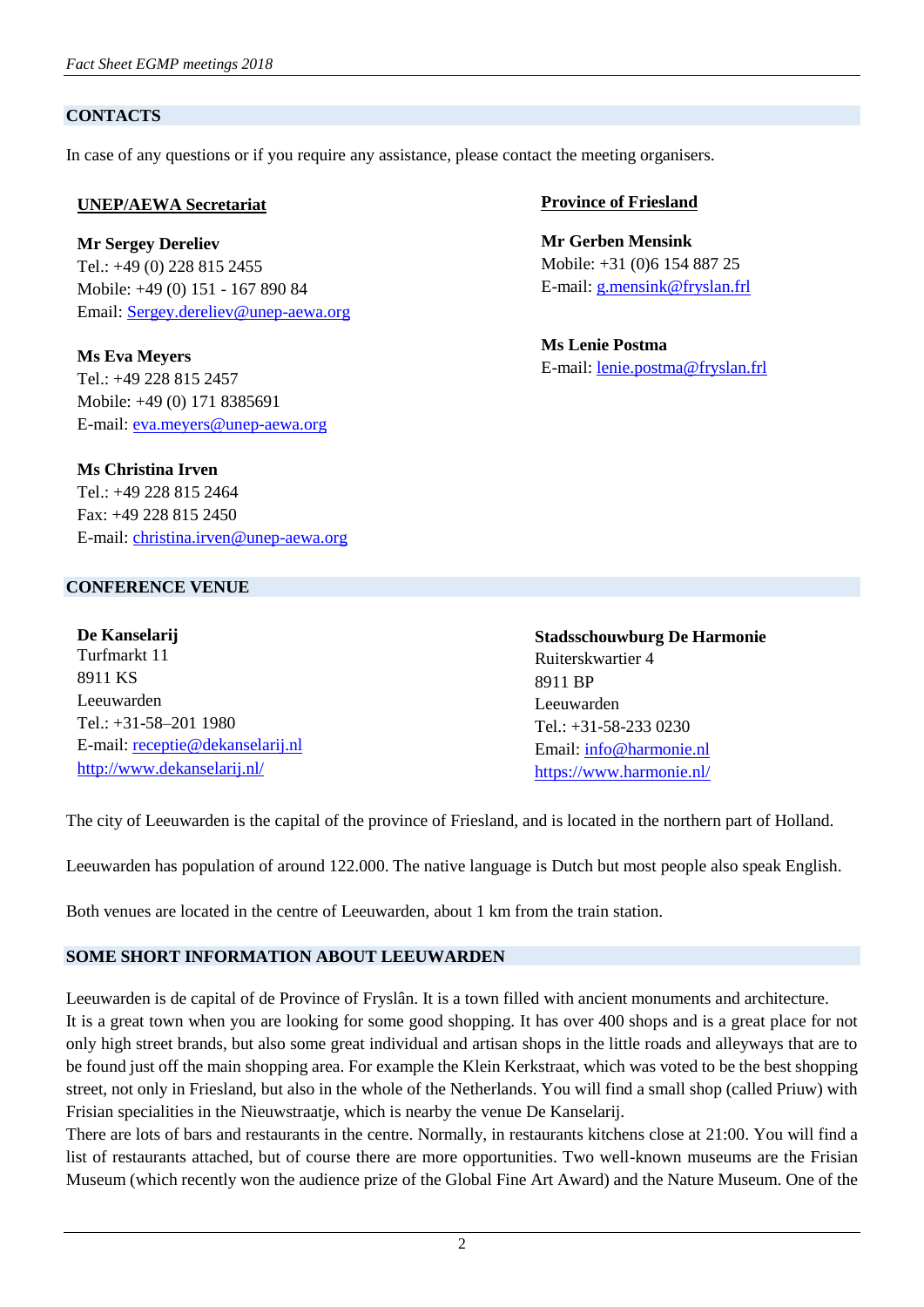## CONTACTS

In case of any questions or if you require any assistance, please contact the meeting organisers.

**UNEP/AEWA Secretariat**

**Mr Sergey Dereliev**
Tel.: +49 (0) 228 815 2455
Mobile: +49 (0) 151 - 167 890 84
Email: Sergey.dereliev@unep-aewa.org

**Ms Eva Meyers**
Tel.: +49 228 815 2457
Mobile: +49 (0) 171 8385691
E-mail: eva.meyers@unep-aewa.org

**Ms Christina Irven**
Tel.: +49 228 815 2464
Fax: +49 228 815 2450
E-mail: christina.irven@unep-aewa.org

**Province of Friesland**

**Mr Gerben Mensink**
Mobile: +31 (0)6 154 887 25
E-mail: g.mensink@fryslan.frl

**Ms Lenie Postma**
E-mail: lenie.postma@fryslan.frl

## CONFERENCE VENUE

**De Kanselarij**
Turfmarkt 11
8911 KS
Leeuwarden
Tel.: +31-58–201 1980
E-mail: receptie@dekanselarij.nl
http://www.dekanselarij.nl/

**Stadsschouwburg De Harmonie**
Ruiterskwartier 4
8911 BP
Leeuwarden
Tel.: +31-58-233 0230
Email: info@harmonie.nl
https://www.harmonie.nl/

The city of Leeuwarden is the capital of the province of Friesland, and is located in the northern part of Holland.

Leeuwarden has population of around 122.000. The native language is Dutch but most people also speak English.

Both venues are located in the centre of Leeuwarden, about 1 km from the train station.

## SOME SHORT INFORMATION ABOUT LEEUWARDEN

Leeuwarden is de capital of de Province of Fryslân. It is a town filled with ancient monuments and architecture.
It is a great town when you are looking for some good shopping. It has over 400 shops and is a great place for not only high street brands, but also some great individual and artisan shops in the little roads and alleyways that are to be found just off the main shopping area. For example the Klein Kerkstraat, which was voted to be the best shopping street, not only in Friesland, but also in the whole of the Netherlands. You will find a small shop (called Priuw) with Frisian specialities in the Nieuwstraatje, which is nearby the venue De Kanselarij.
There are lots of bars and restaurants in the centre. Normally, in restaurants kitchens close at 21:00. You will find a list of restaurants attached, but of course there are more opportunities. Two well-known museums are the Frisian Museum (which recently won the audience prize of the Global Fine Art Award) and the Nature Museum. One of the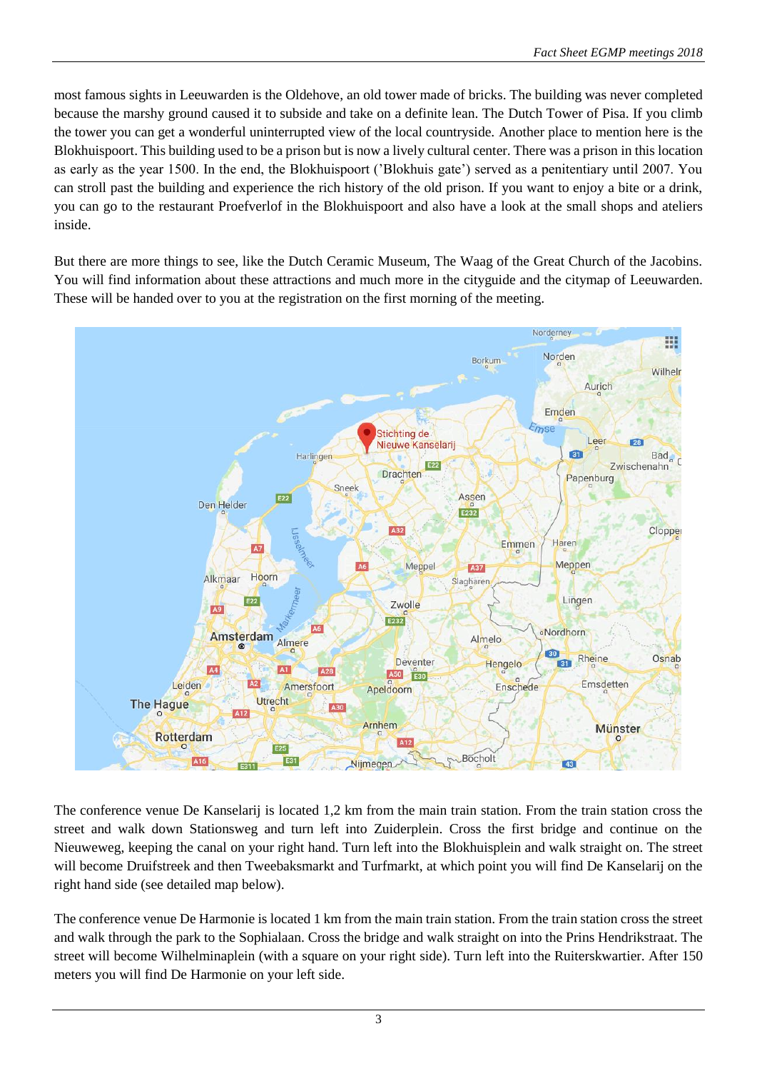most famous sights in Leeuwarden is the Oldehove, an old tower made of bricks. The building was never completed because the marshy ground caused it to subside and take on a definite lean. The Dutch Tower of Pisa. If you climb the tower you can get a wonderful uninterrupted view of the local countryside. Another place to mention here is the Blokhuispoort. This building used to be a prison but is now a lively cultural center. There was a prison in this location as early as the year 1500. In the end, the Blokhuispoort ('Blokhuis gate') served as a penitentiary until 2007. You can stroll past the building and experience the rich history of the old prison. If you want to enjoy a bite or a drink, you can go to the restaurant Proefverlof in the Blokhuispoort and also have a look at the small shops and ateliers inside.

But there are more things to see, like the Dutch Ceramic Museum, The Waag of the Great Church of the Jacobins. You will find information about these attractions and much more in the cityguide and the citymap of Leeuwarden. These will be handed over to you at the registration on the first morning of the meeting.

The conference venue De Kanselarij is located 1,2 km from the main train station. From the train station cross the street and walk down Stationsweg and turn left into Zuiderplein. Cross the first bridge and continue on the Nieuweweg, keeping the canal on your right hand. Turn left into the Blokhuisplein and walk straight on. The street will become Druifstreek and then Tweebaksmarkt and Turfmarkt, at which point you will find De Kanselarij on the right hand side (see detailed map below).

The conference venue De Harmonie is located 1 km from the main train station. From the train station cross the street and walk through the park to the Sophialaan. Cross the bridge and walk straight on into the Prins Hendrikstraat. The street will become Wilhelminaplein (with a square on your right side). Turn left into the Ruiterskwartier. After 150 meters you will find De Harmonie on your left side.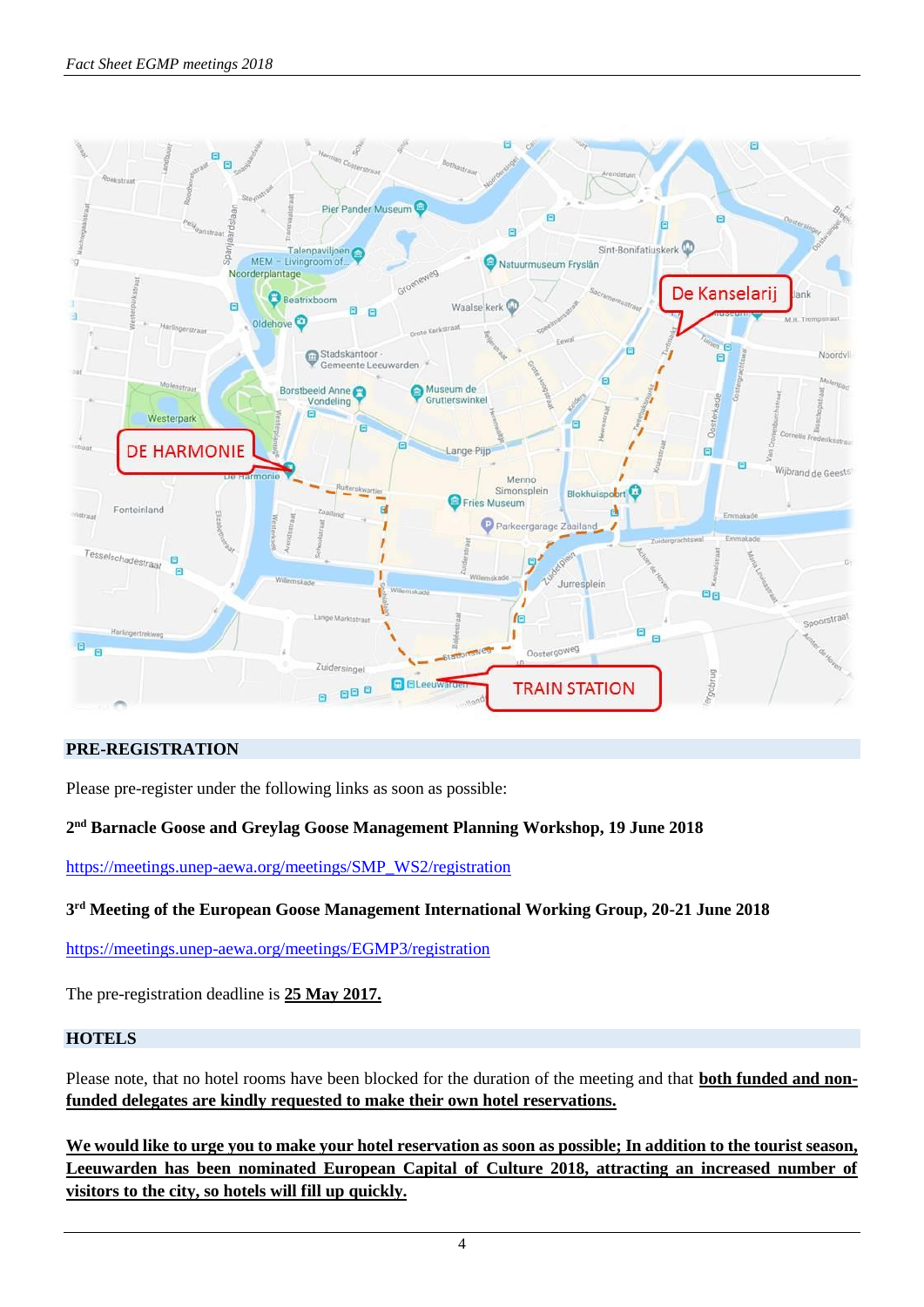DE HARMONIE

De Kanselarij

TRAIN STATION

## PRE-REGISTRATION

Please pre-register under the following links as soon as possible:

**2nd Barnacle Goose and Greylag Goose Management Planning Workshop, 19 June 2018**

https://meetings.unep-aewa.org/meetings/SMP_WS2/registration

**3rd Meeting of the European Goose Management International Working Group, 20-21 June 2018**

https://meetings.unep-aewa.org/meetings/EGMP3/registration

The pre-registration deadline is **25 May 2017.**

## HOTELS

Please note, that no hotel rooms have been blocked for the duration of the meeting and that **both funded and non-funded delegates are kindly requested to make their own hotel reservations.**

**We would like to urge you to make your hotel reservation as soon as possible; In addition to the tourist season, Leeuwarden has been nominated European Capital of Culture 2018, attracting an increased number of visitors to the city, so hotels will fill up quickly.**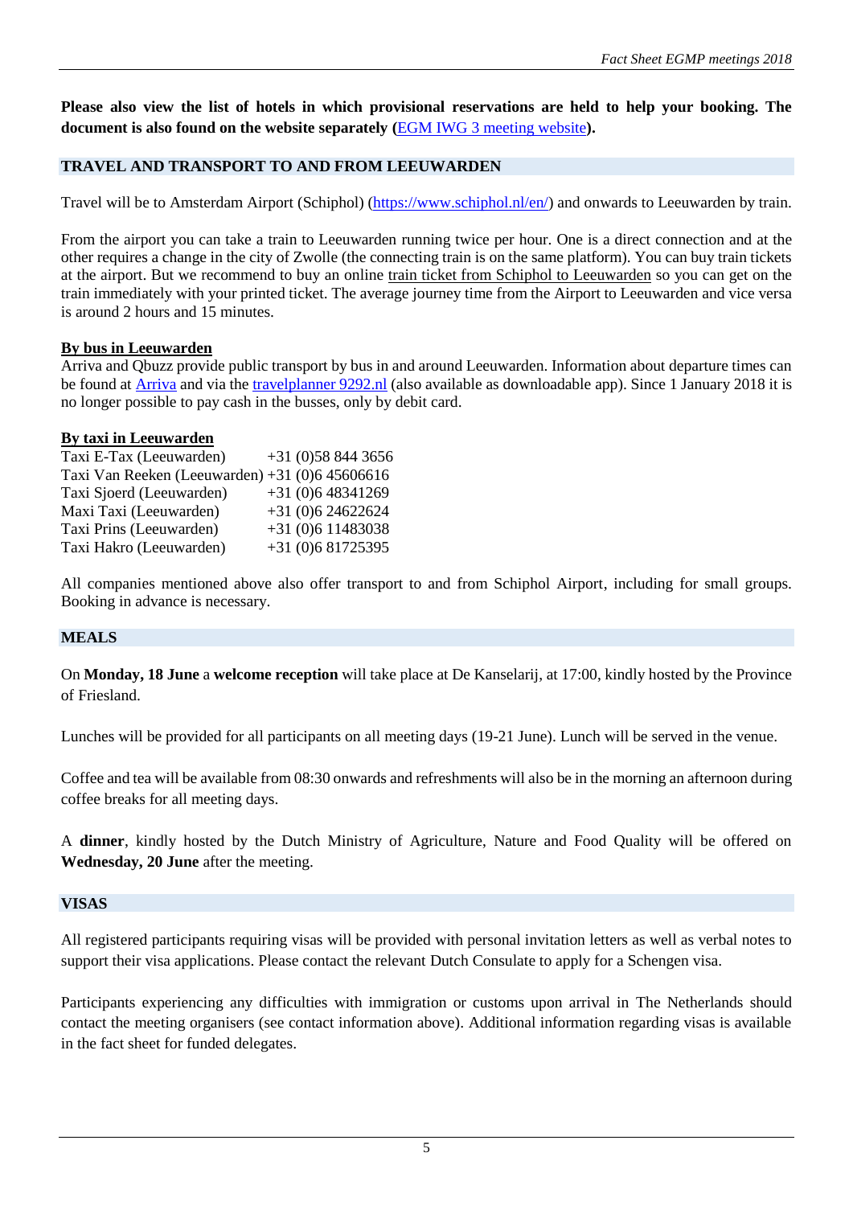**Please also view the list of hotels in which provisional reservations are held to help your booking. The document is also found on the website separately (EGM IWG 3 meeting website).**

## TRAVEL AND TRANSPORT TO AND FROM LEEUWARDEN

Travel will be to Amsterdam Airport (Schiphol) (https://www.schiphol.nl/en/) and onwards to Leeuwarden by train.

From the airport you can take a train to Leeuwarden running twice per hour. One is a direct connection and at the other requires a change in the city of Zwolle (the connecting train is on the same platform). You can buy train tickets at the airport. But we recommend to buy an online train ticket from Schiphol to Leeuwarden so you can get on the train immediately with your printed ticket. The average journey time from the Airport to Leeuwarden and vice versa is around 2 hours and 15 minutes.

**By bus in Leeuwarden**

Arriva and Qbuzz provide public transport by bus in and around Leeuwarden. Information about departure times can be found at Arriva and via the travelplanner 9292.nl (also available as downloadable app). Since 1 January 2018 it is no longer possible to pay cash in the busses, only by debit card.

**By taxi in Leeuwarden**

| | |
|---|---|
| Taxi E-Tax (Leeuwarden) | +31 (0)58 844 3656 |
| Taxi Van Reeken (Leeuwarden) | +31 (0)6 45606616 |
| Taxi Sjoerd (Leeuwarden) | +31 (0)6 48341269 |
| Maxi Taxi (Leeuwarden) | +31 (0)6 24622624 |
| Taxi Prins (Leeuwarden) | +31 (0)6 11483038 |
| Taxi Hakro (Leeuwarden) | +31 (0)6 81725395 |

All companies mentioned above also offer transport to and from Schiphol Airport, including for small groups. Booking in advance is necessary.

## MEALS

On **Monday, 18 June** a **welcome reception** will take place at De Kanselarij, at 17:00, kindly hosted by the Province of Friesland.

Lunches will be provided for all participants on all meeting days (19-21 June). Lunch will be served in the venue.

Coffee and tea will be available from 08:30 onwards and refreshments will also be in the morning an afternoon during coffee breaks for all meeting days.

A **dinner**, kindly hosted by the Dutch Ministry of Agriculture, Nature and Food Quality will be offered on **Wednesday, 20 June** after the meeting.

## VISAS

All registered participants requiring visas will be provided with personal invitation letters as well as verbal notes to support their visa applications. Please contact the relevant Dutch Consulate to apply for a Schengen visa.

Participants experiencing any difficulties with immigration or customs upon arrival in The Netherlands should contact the meeting organisers (see contact information above). Additional information regarding visas is available in the fact sheet for funded delegates.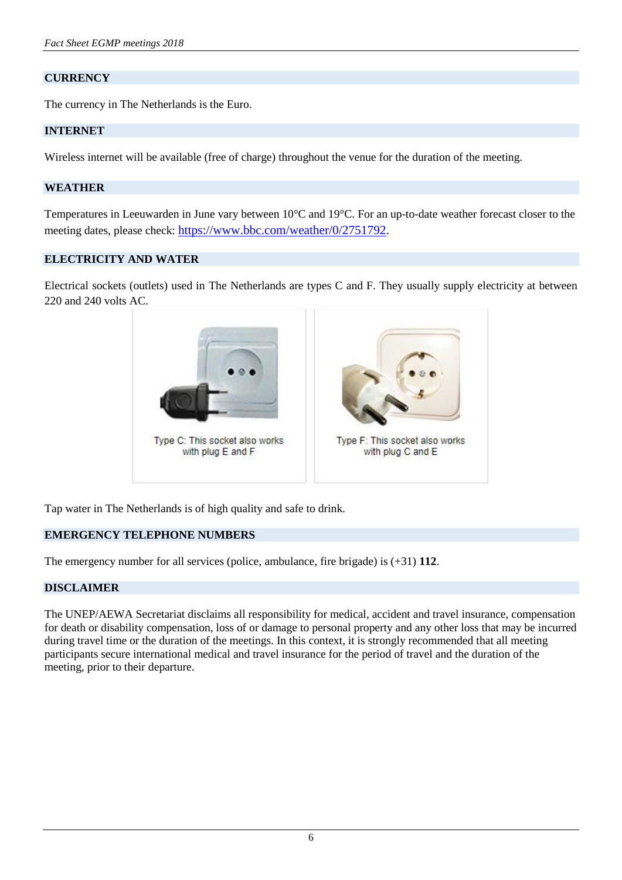## CURRENCY

The currency in The Netherlands is the Euro.

## INTERNET

Wireless internet will be available (free of charge) throughout the venue for the duration of the meeting.

## WEATHER

Temperatures in Leeuwarden in June vary between 10°C and 19°C. For an up-to-date weather forecast closer to the meeting dates, please check: https://www.bbc.com/weather/0/2751792.

## ELECTRICITY AND WATER

Electrical sockets (outlets) used in The Netherlands are types C and F. They usually supply electricity at between 220 and 240 volts AC.

Type C: This socket also works with plug E and F

Type F: This socket also works with plug C and E

Tap water in The Netherlands is of high quality and safe to drink.

## EMERGENCY TELEPHONE NUMBERS

The emergency number for all services (police, ambulance, fire brigade) is (+31) **112**.

## DISCLAIMER

The UNEP/AEWA Secretariat disclaims all responsibility for medical, accident and travel insurance, compensation for death or disability compensation, loss of or damage to personal property and any other loss that may be incurred during travel time or the duration of the meetings. In this context, it is strongly recommended that all meeting participants secure international medical and travel insurance for the period of travel and the duration of the meeting, prior to their departure.